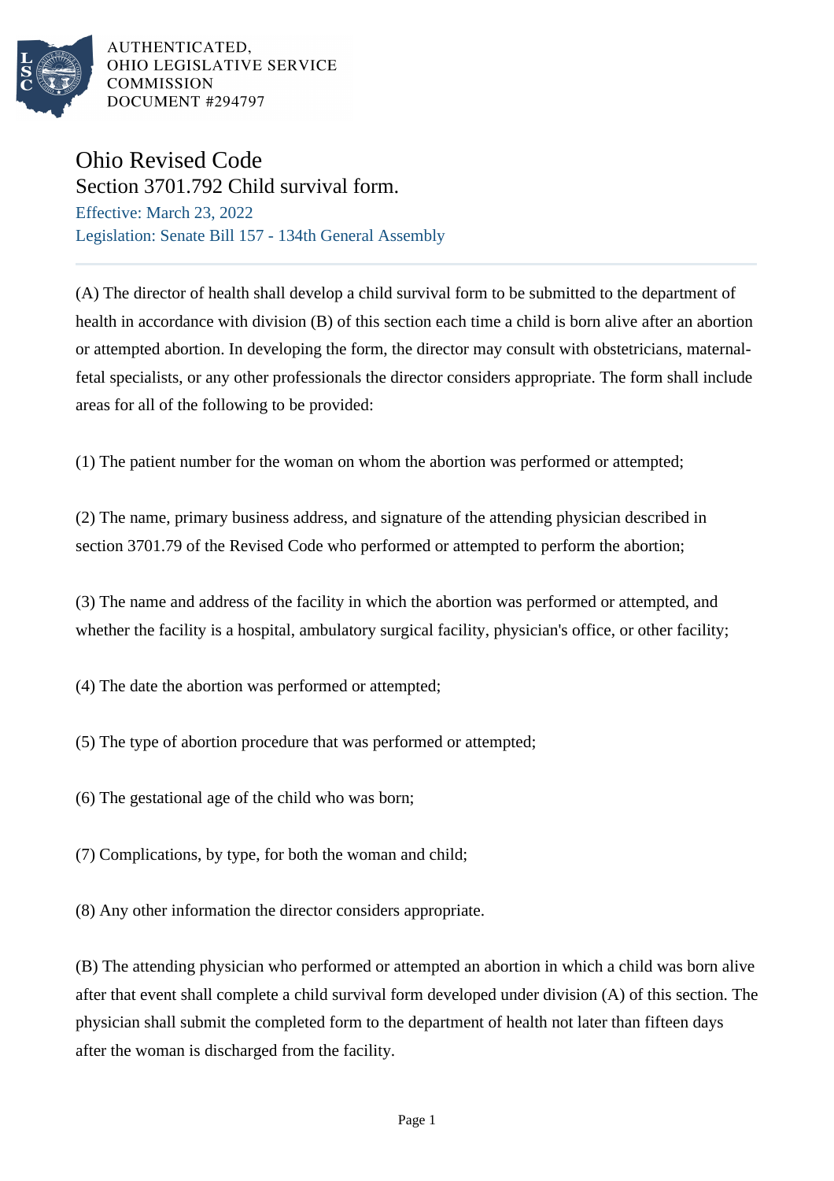AUTHENTICATED,
OHIO LEGISLATIVE SERVICE
COMMISSION
DOCUMENT #294797

# Ohio Revised Code

## Section 3701.792 Child survival form.

Effective: March 23, 2022

Legislation: Senate Bill 157 - 134th General Assembly

---

(A) The director of health shall develop a child survival form to be submitted to the department of health in accordance with division (B) of this section each time a child is born alive after an abortion or attempted abortion. In developing the form, the director may consult with obstetricians, maternal-fetal specialists, or any other professionals the director considers appropriate. The form shall include areas for all of the following to be provided:

(1) The patient number for the woman on whom the abortion was performed or attempted;

(2) The name, primary business address, and signature of the attending physician described in section 3701.79 of the Revised Code who performed or attempted to perform the abortion;

(3) The name and address of the facility in which the abortion was performed or attempted, and whether the facility is a hospital, ambulatory surgical facility, physician's office, or other facility;

(4) The date the abortion was performed or attempted;

(5) The type of abortion procedure that was performed or attempted;

(6) The gestational age of the child who was born;

(7) Complications, by type, for both the woman and child;

(8) Any other information the director considers appropriate.

(B) The attending physician who performed or attempted an abortion in which a child was born alive after that event shall complete a child survival form developed under division (A) of this section. The physician shall submit the completed form to the department of health not later than fifteen days after the woman is discharged from the facility.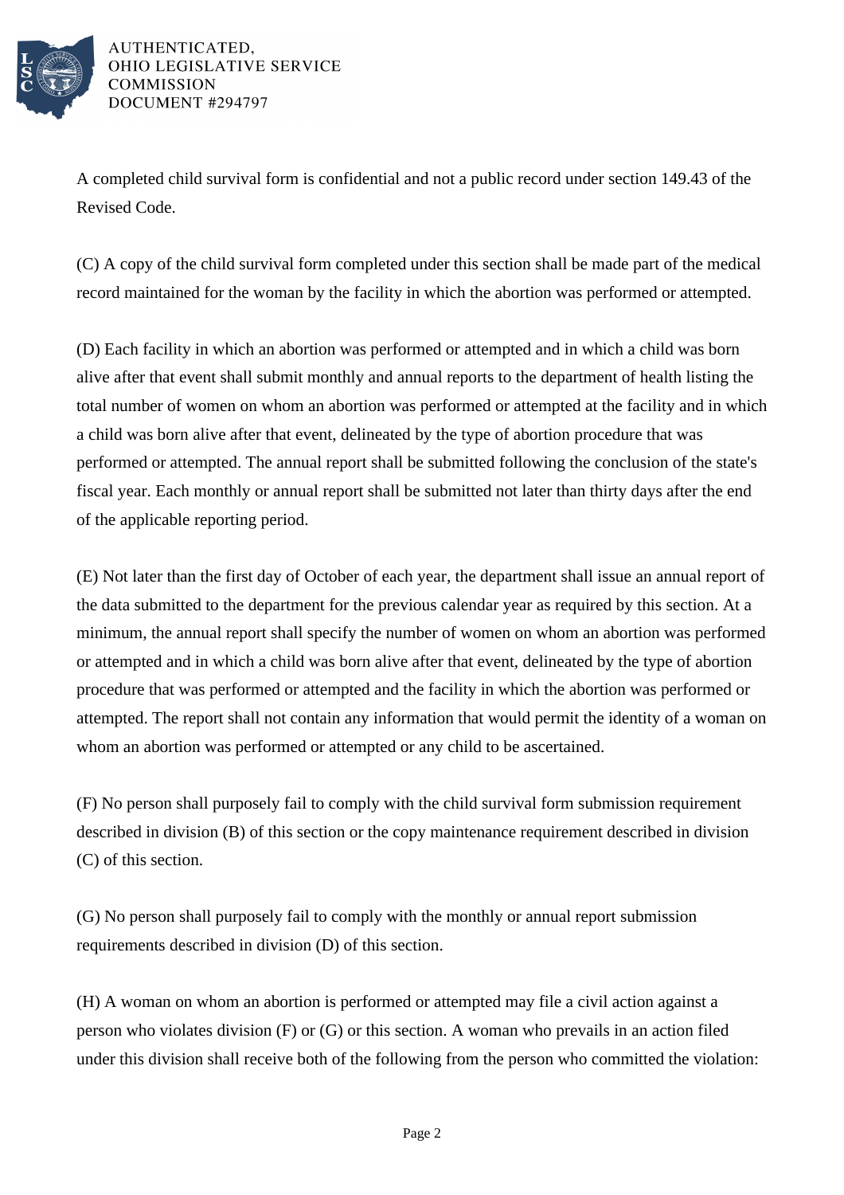A completed child survival form is confidential and not a public record under section 149.43 of the Revised Code.

(C) A copy of the child survival form completed under this section shall be made part of the medical record maintained for the woman by the facility in which the abortion was performed or attempted.

(D) Each facility in which an abortion was performed or attempted and in which a child was born alive after that event shall submit monthly and annual reports to the department of health listing the total number of women on whom an abortion was performed or attempted at the facility and in which a child was born alive after that event, delineated by the type of abortion procedure that was performed or attempted. The annual report shall be submitted following the conclusion of the state's fiscal year. Each monthly or annual report shall be submitted not later than thirty days after the end of the applicable reporting period.

(E) Not later than the first day of October of each year, the department shall issue an annual report of the data submitted to the department for the previous calendar year as required by this section. At a minimum, the annual report shall specify the number of women on whom an abortion was performed or attempted and in which a child was born alive after that event, delineated by the type of abortion procedure that was performed or attempted and the facility in which the abortion was performed or attempted. The report shall not contain any information that would permit the identity of a woman on whom an abortion was performed or attempted or any child to be ascertained.

(F) No person shall purposely fail to comply with the child survival form submission requirement described in division (B) of this section or the copy maintenance requirement described in division (C) of this section.

(G) No person shall purposely fail to comply with the monthly or annual report submission requirements described in division (D) of this section.

(H) A woman on whom an abortion is performed or attempted may file a civil action against a person who violates division (F) or (G) or this section. A woman who prevails in an action filed under this division shall receive both of the following from the person who committed the violation: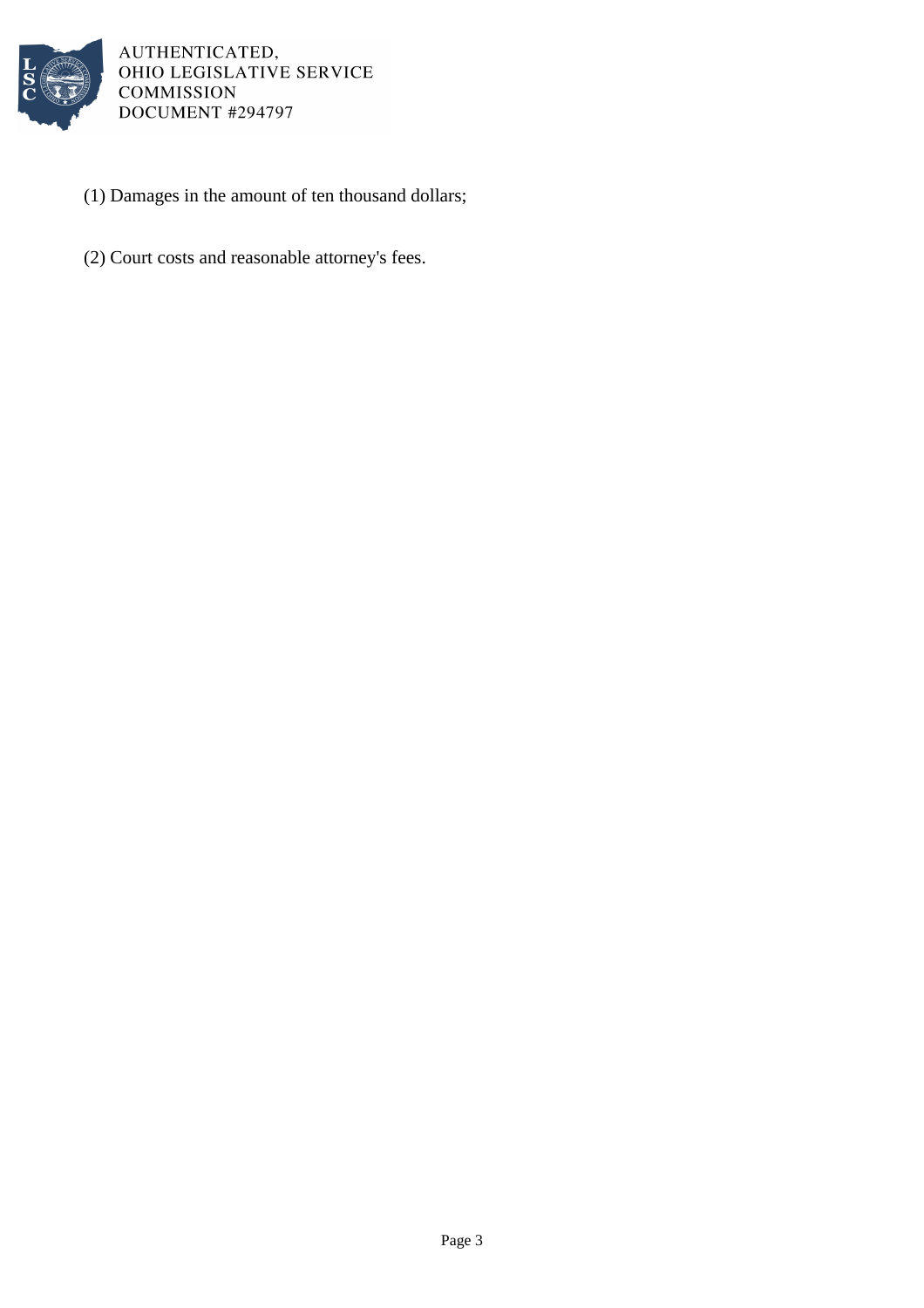(1) Damages in the amount of ten thousand dollars;

(2) Court costs and reasonable attorney's fees.